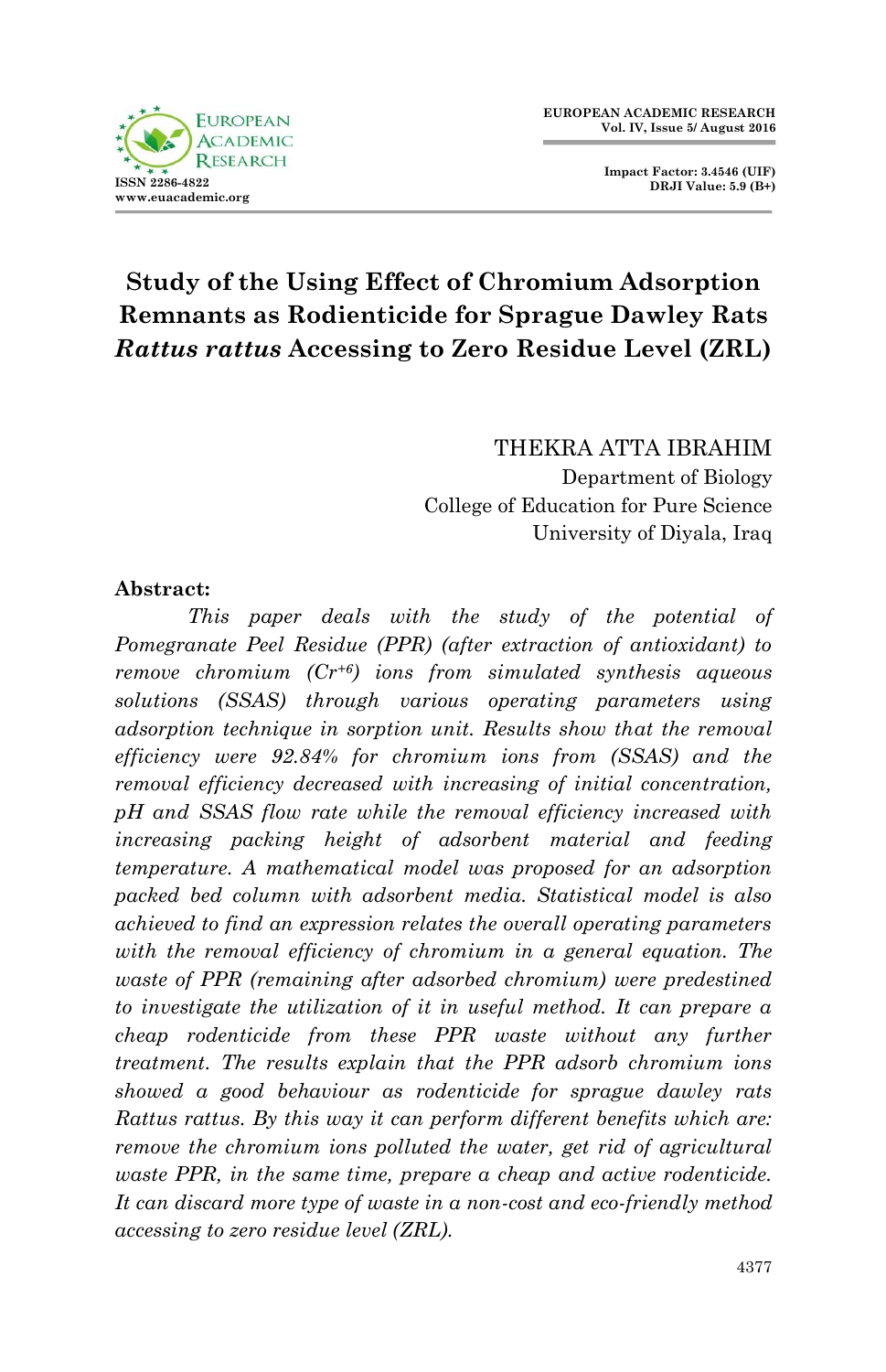# Study of the Using Effect of Chromium Adsorption Remnants as Rodienticide for Sprague Dawley Rats *Rattus rattus* Accessing to Zero Residue Level (ZRL)

**THEKRA ATTA IBRAHIM**
Department of Biology
College of Education for Pure Science
University of Diyala, Iraq

## Abstract:

*This paper deals with the study of the potential of Pomegranate Peel Residue (PPR) (after extraction of antioxidant) to remove chromium ($Cr^{+6}$) ions from simulated synthesis aqueous solutions (SSAS) through various operating parameters using adsorption technique in sorption unit. Results show that the removal efficiency were 92.84% for chromium ions from (SSAS) and the removal efficiency decreased with increasing of initial concentration, pH and SSAS flow rate while the removal efficiency increased with increasing packing height of adsorbent material and feeding temperature. A mathematical model was proposed for an adsorption packed bed column with adsorbent media. Statistical model is also achieved to find an expression relates the overall operating parameters with the removal efficiency of chromium in a general equation. The waste of PPR (remaining after adsorbed chromium) were predestined to investigate the utilization of it in useful method. It can prepare a cheap rodenticide from these PPR waste without any further treatment. The results explain that the PPR adsorb chromium ions showed a good behaviour as rodenticide for sprague dawley rats Rattus rattus. By this way it can perform different benefits which are: remove the chromium ions polluted the water, get rid of agricultural waste PPR, in the same time, prepare a cheap and active rodenticide. It can discard more type of waste in a non-cost and eco-friendly method accessing to zero residue level (ZRL).*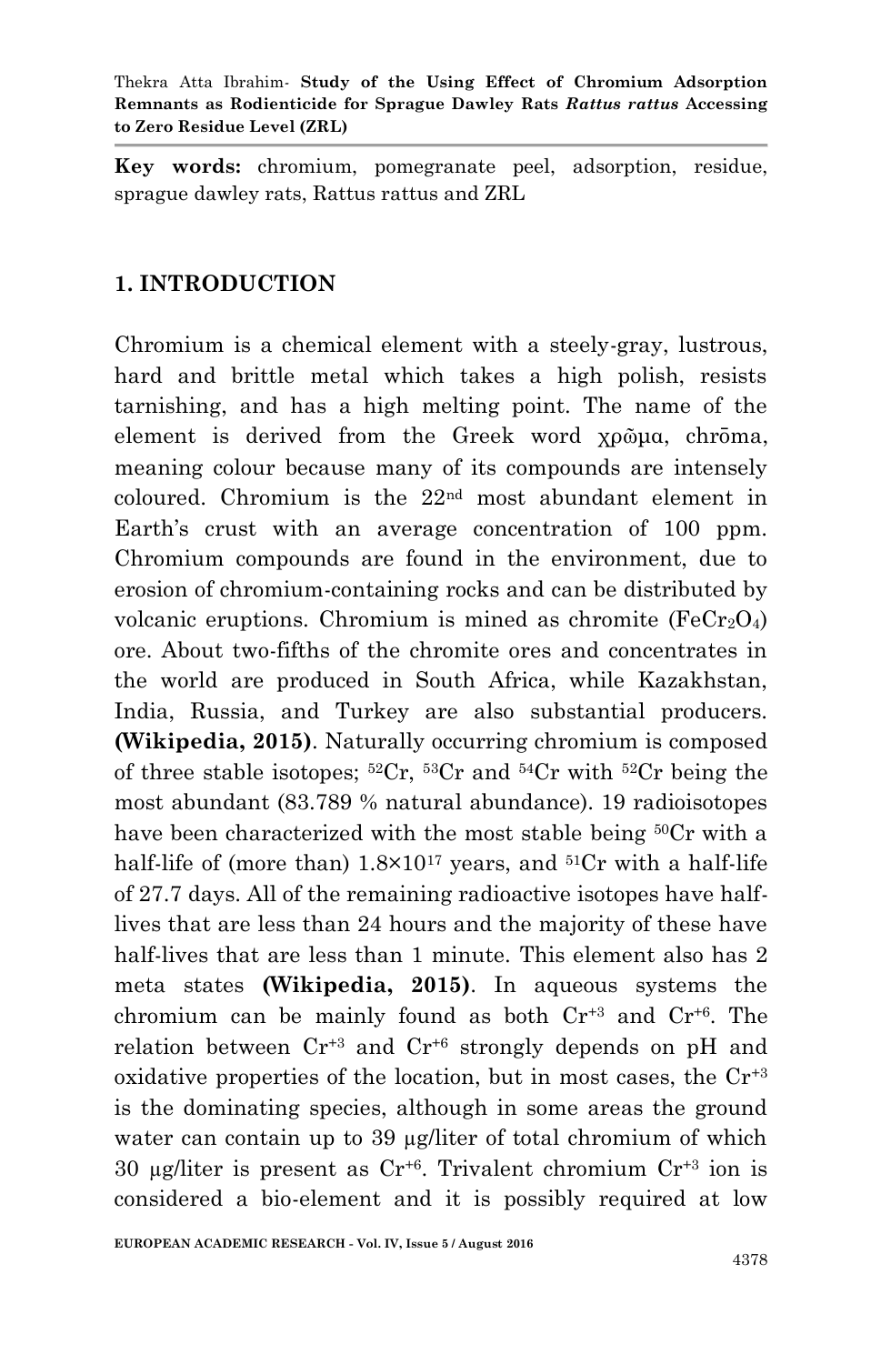**Key words:** chromium, pomegranate peel, adsorption, residue, sprague dawley rats, Rattus rattus and ZRL

## 1. INTRODUCTION

Chromium is a chemical element with a steely-gray, lustrous, hard and brittle metal which takes a high polish, resists tarnishing, and has a high melting point. The name of the element is derived from the Greek word χρῶμα, chrōma, meaning colour because many of its compounds are intensely coloured. Chromium is the 22nd most abundant element in Earth's crust with an average concentration of 100 ppm. Chromium compounds are found in the environment, due to erosion of chromium-containing rocks and can be distributed by volcanic eruptions. Chromium is mined as chromite ($FeCr_2O_4$) ore. About two-fifths of the chromite ores and concentrates in the world are produced in South Africa, while Kazakhstan, India, Russia, and Turkey are also substantial producers. **(Wikipedia, 2015)**. Naturally occurring chromium is composed of three stable isotopes; $^{52}Cr$, $^{53}Cr$ and $^{54}Cr$ with $^{52}Cr$ being the most abundant (83.789 % natural abundance). 19 radioisotopes have been characterized with the most stable being $^{50}Cr$ with a half-life of (more than) $1.8 \times 10^{17}$ years, and $^{51}Cr$ with a half-life of 27.7 days. All of the remaining radioactive isotopes have half-lives that are less than 24 hours and the majority of these have half-lives that are less than 1 minute. This element also has 2 meta states **(Wikipedia, 2015)**. In aqueous systems the chromium can be mainly found as both $Cr^{+3}$ and $Cr^{+6}$. The relation between $Cr^{+3}$ and $Cr^{+6}$ strongly depends on pH and oxidative properties of the location, but in most cases, the $Cr^{+3}$ is the dominating species, although in some areas the ground water can contain up to 39 µg/liter of total chromium of which 30 µg/liter is present as $Cr^{+6}$. Trivalent chromium $Cr^{+3}$ ion is considered a bio-element and it is possibly required at low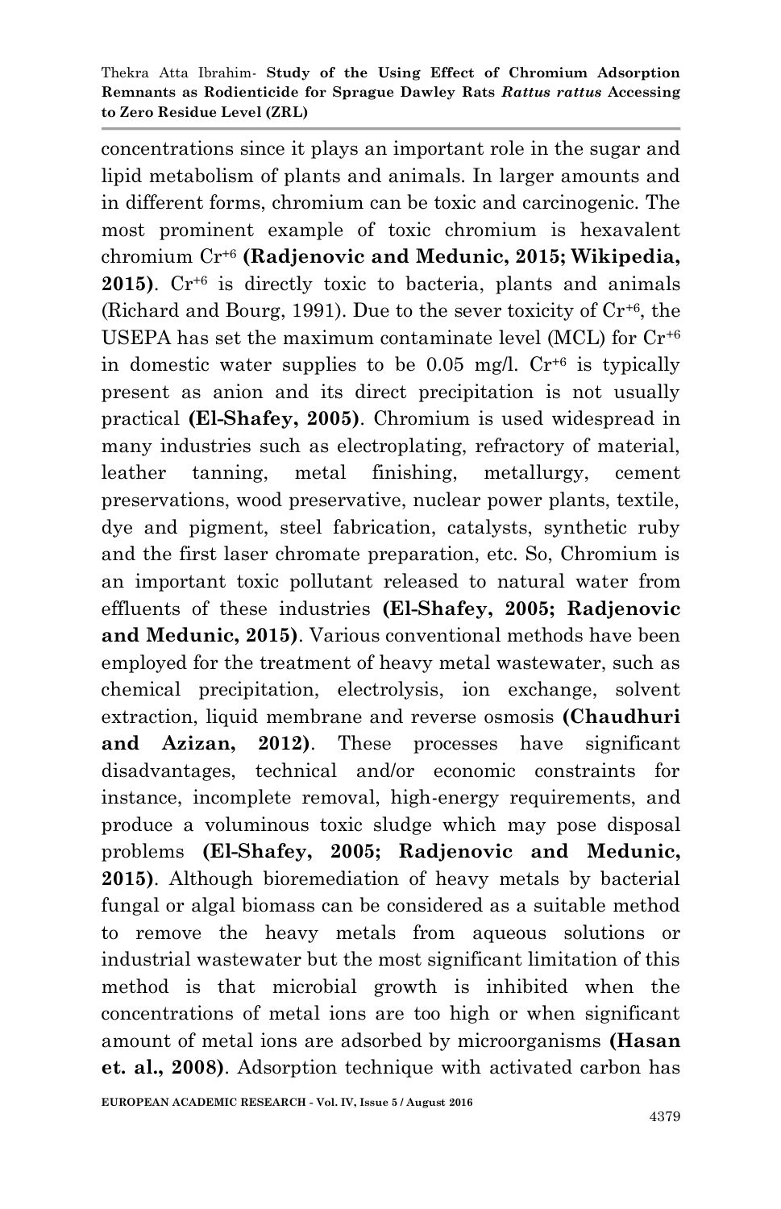concentrations since it plays an important role in the sugar and lipid metabolism of plants and animals. In larger amounts and in different forms, chromium can be toxic and carcinogenic. The most prominent example of toxic chromium is hexavalent chromium $Cr^{+6}$ **(Radjenovic and Medunic, 2015; Wikipedia, 2015)**. $Cr^{+6}$ is directly toxic to bacteria, plants and animals (Richard and Bourg, 1991). Due to the sever toxicity of $Cr^{+6}$, the USEPA has set the maximum contaminate level (MCL) for $Cr^{+6}$ in domestic water supplies to be 0.05 mg/l. $Cr^{+6}$ is typically present as anion and its direct precipitation is not usually practical **(El-Shafey, 2005)**. Chromium is used widespread in many industries such as electroplating, refractory of material, leather tanning, metal finishing, metallurgy, cement preservations, wood preservative, nuclear power plants, textile, dye and pigment, steel fabrication, catalysts, synthetic ruby and the first laser chromate preparation, etc. So, Chromium is an important toxic pollutant released to natural water from effluents of these industries **(El-Shafey, 2005; Radjenovic and Medunic, 2015)**. Various conventional methods have been employed for the treatment of heavy metal wastewater, such as chemical precipitation, electrolysis, ion exchange, solvent extraction, liquid membrane and reverse osmosis **(Chaudhuri and Azizan, 2012)**. These processes have significant disadvantages, technical and/or economic constraints for instance, incomplete removal, high-energy requirements, and produce a voluminous toxic sludge which may pose disposal problems **(El-Shafey, 2005; Radjenovic and Medunic, 2015)**. Although bioremediation of heavy metals by bacterial fungal or algal biomass can be considered as a suitable method to remove the heavy metals from aqueous solutions or industrial wastewater but the most significant limitation of this method is that microbial growth is inhibited when the concentrations of metal ions are too high or when significant amount of metal ions are adsorbed by microorganisms **(Hasan et. al., 2008)**. Adsorption technique with activated carbon has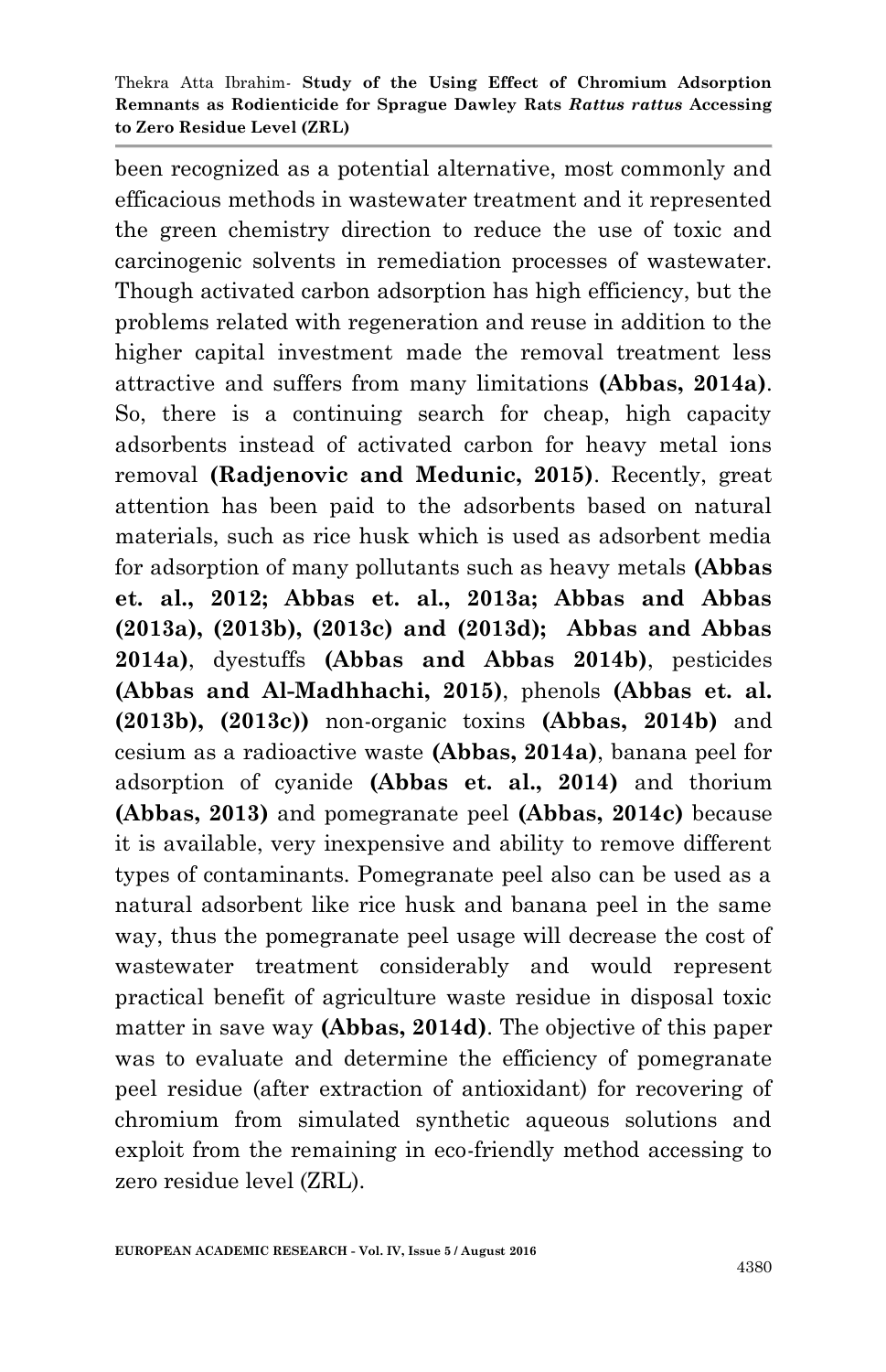been recognized as a potential alternative, most commonly and efficacious methods in wastewater treatment and it represented the green chemistry direction to reduce the use of toxic and carcinogenic solvents in remediation processes of wastewater. Though activated carbon adsorption has high efficiency, but the problems related with regeneration and reuse in addition to the higher capital investment made the removal treatment less attractive and suffers from many limitations **(Abbas, 2014a)**. So, there is a continuing search for cheap, high capacity adsorbents instead of activated carbon for heavy metal ions removal **(Radjenovic and Medunic, 2015)**. Recently, great attention has been paid to the adsorbents based on natural materials, such as rice husk which is used as adsorbent media for adsorption of many pollutants such as heavy metals **(Abbas et. al., 2012; Abbas et. al., 2013a; Abbas and Abbas (2013a), (2013b), (2013c) and (2013d); Abbas and Abbas 2014a)**, dyestuffs **(Abbas and Abbas 2014b)**, pesticides **(Abbas and Al-Madhhachi, 2015)**, phenols **(Abbas et. al. (2013b), (2013c))** non-organic toxins **(Abbas, 2014b)** and cesium as a radioactive waste **(Abbas, 2014a)**, banana peel for adsorption of cyanide **(Abbas et. al., 2014)** and thorium **(Abbas, 2013)** and pomegranate peel **(Abbas, 2014c)** because it is available, very inexpensive and ability to remove different types of contaminants. Pomegranate peel also can be used as a natural adsorbent like rice husk and banana peel in the same way, thus the pomegranate peel usage will decrease the cost of wastewater treatment considerably and would represent practical benefit of agriculture waste residue in disposal toxic matter in save way **(Abbas, 2014d)**. The objective of this paper was to evaluate and determine the efficiency of pomegranate peel residue (after extraction of antioxidant) for recovering of chromium from simulated synthetic aqueous solutions and exploit from the remaining in eco-friendly method accessing to zero residue level (ZRL).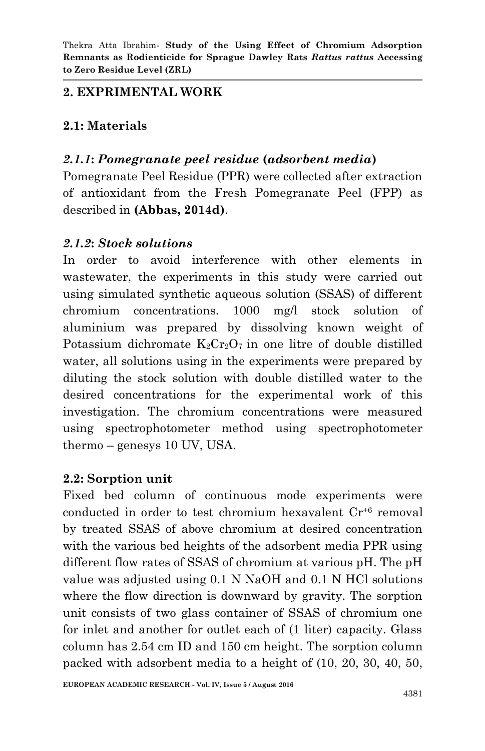## 2. EXPRIMENTAL WORK

### 2.1: Materials

#### *2.1.1*: *Pomegranate peel residue* (*adsorbent media*)

Pomegranate Peel Residue (PPR) were collected after extraction of antioxidant from the Fresh Pomegranate Peel (FPP) as described in **(Abbas, 2014d)**.

#### *2.1.2*: *Stock solutions*

In order to avoid interference with other elements in wastewater, the experiments in this study were carried out using simulated synthetic aqueous solution (SSAS) of different chromium concentrations. 1000 mg/l stock solution of aluminium was prepared by dissolving known weight of Potassium dichromate $K_2Cr_2O_7$ in one litre of double distilled water, all solutions using in the experiments were prepared by diluting the stock solution with double distilled water to the desired concentrations for the experimental work of this investigation. The chromium concentrations were measured using spectrophotometer method using spectrophotometer thermo – genesys 10 UV, USA.

### 2.2: Sorption unit

Fixed bed column of continuous mode experiments were conducted in order to test chromium hexavalent $Cr^{+6}$ removal by treated SSAS of above chromium at desired concentration with the various bed heights of the adsorbent media PPR using different flow rates of SSAS of chromium at various pH. The pH value was adjusted using 0.1 N NaOH and 0.1 N HCl solutions where the flow direction is downward by gravity. The sorption unit consists of two glass container of SSAS of chromium one for inlet and another for outlet each of (1 liter) capacity. Glass column has 2.54 cm ID and 150 cm height. The sorption column packed with adsorbent media to a height of (10, 20, 30, 40, 50,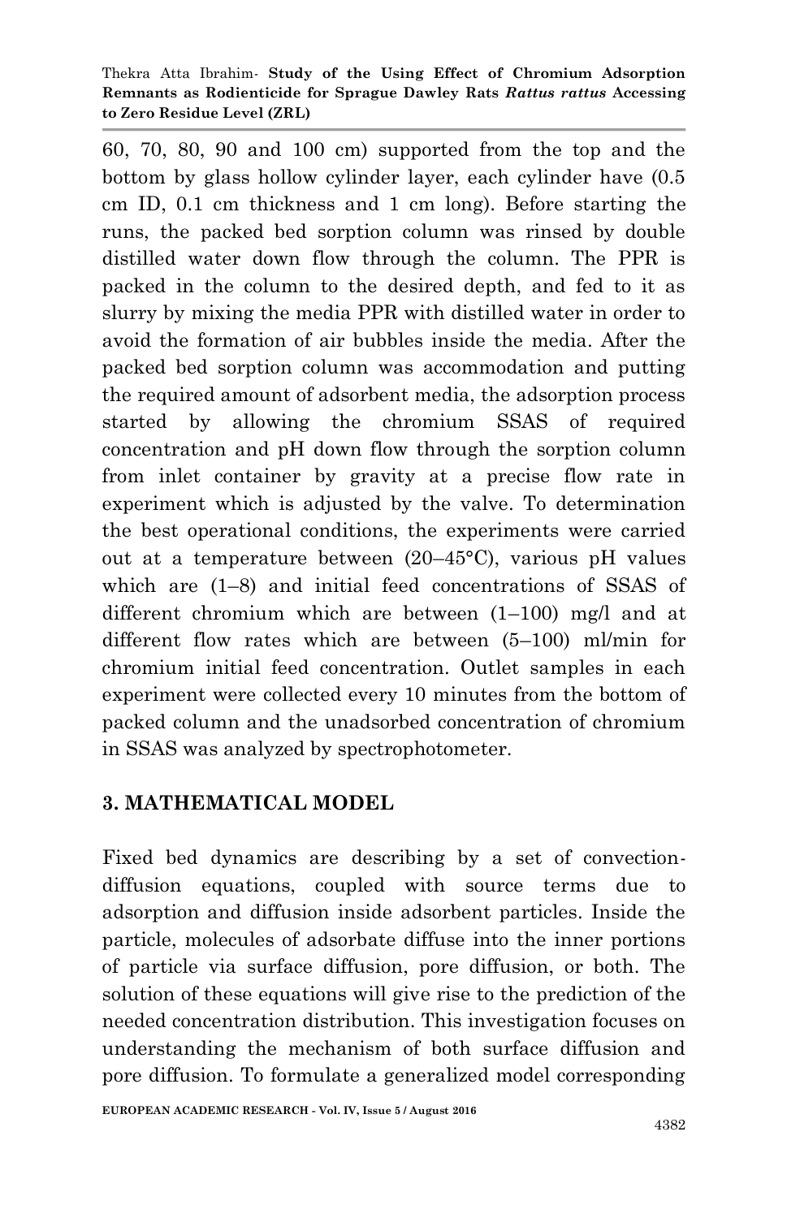60, 70, 80, 90 and 100 cm) supported from the top and the bottom by glass hollow cylinder layer, each cylinder have (0.5 cm ID, 0.1 cm thickness and 1 cm long). Before starting the runs, the packed bed sorption column was rinsed by double distilled water down flow through the column. The PPR is packed in the column to the desired depth, and fed to it as slurry by mixing the media PPR with distilled water in order to avoid the formation of air bubbles inside the media. After the packed bed sorption column was accommodation and putting the required amount of adsorbent media, the adsorption process started by allowing the chromium SSAS of required concentration and pH down flow through the sorption column from inlet container by gravity at a precise flow rate in experiment which is adjusted by the valve. To determination the best operational conditions, the experiments were carried out at a temperature between (20–45°C), various pH values which are (1–8) and initial feed concentrations of SSAS of different chromium which are between (1–100) mg/l and at different flow rates which are between (5–100) ml/min for chromium initial feed concentration. Outlet samples in each experiment were collected every 10 minutes from the bottom of packed column and the unadsorbed concentration of chromium in SSAS was analyzed by spectrophotometer.

## 3. MATHEMATICAL MODEL

Fixed bed dynamics are describing by a set of convection-diffusion equations, coupled with source terms due to adsorption and diffusion inside adsorbent particles. Inside the particle, molecules of adsorbate diffuse into the inner portions of particle via surface diffusion, pore diffusion, or both. The solution of these equations will give rise to the prediction of the needed concentration distribution. This investigation focuses on understanding the mechanism of both surface diffusion and pore diffusion. To formulate a generalized model corresponding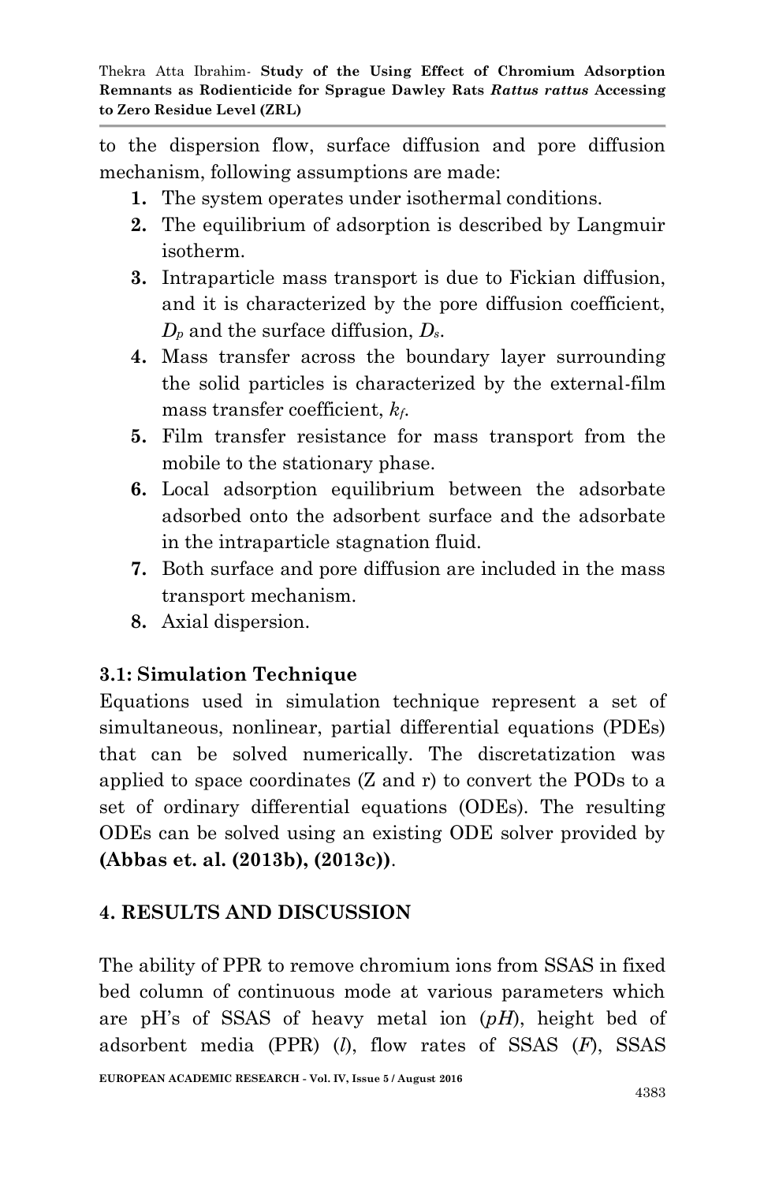to the dispersion flow, surface diffusion and pore diffusion mechanism, following assumptions are made:

1. The system operates under isothermal conditions.
2. The equilibrium of adsorption is described by Langmuir isotherm.
3. Intraparticle mass transport is due to Fickian diffusion, and it is characterized by the pore diffusion coefficient, $D_p$ and the surface diffusion, $D_s$.
4. Mass transfer across the boundary layer surrounding the solid particles is characterized by the external-film mass transfer coefficient, $k_f$.
5. Film transfer resistance for mass transport from the mobile to the stationary phase.
6. Local adsorption equilibrium between the adsorbate adsorbed onto the adsorbent surface and the adsorbate in the intraparticle stagnation fluid.
7. Both surface and pore diffusion are included in the mass transport mechanism.
8. Axial dispersion.

### 3.1: Simulation Technique

Equations used in simulation technique represent a set of simultaneous, nonlinear, partial differential equations (PDEs) that can be solved numerically. The discretatization was applied to space coordinates (Z and r) to convert the PODs to a set of ordinary differential equations (ODEs). The resulting ODEs can be solved using an existing ODE solver provided by **(Abbas et. al. (2013b), (2013c))**.

## 4. RESULTS AND DISCUSSION

The ability of PPR to remove chromium ions from SSAS in fixed bed column of continuous mode at various parameters which are pH's of SSAS of heavy metal ion (*pH*), height bed of adsorbent media (PPR) (*l*), flow rates of SSAS (*F*), SSAS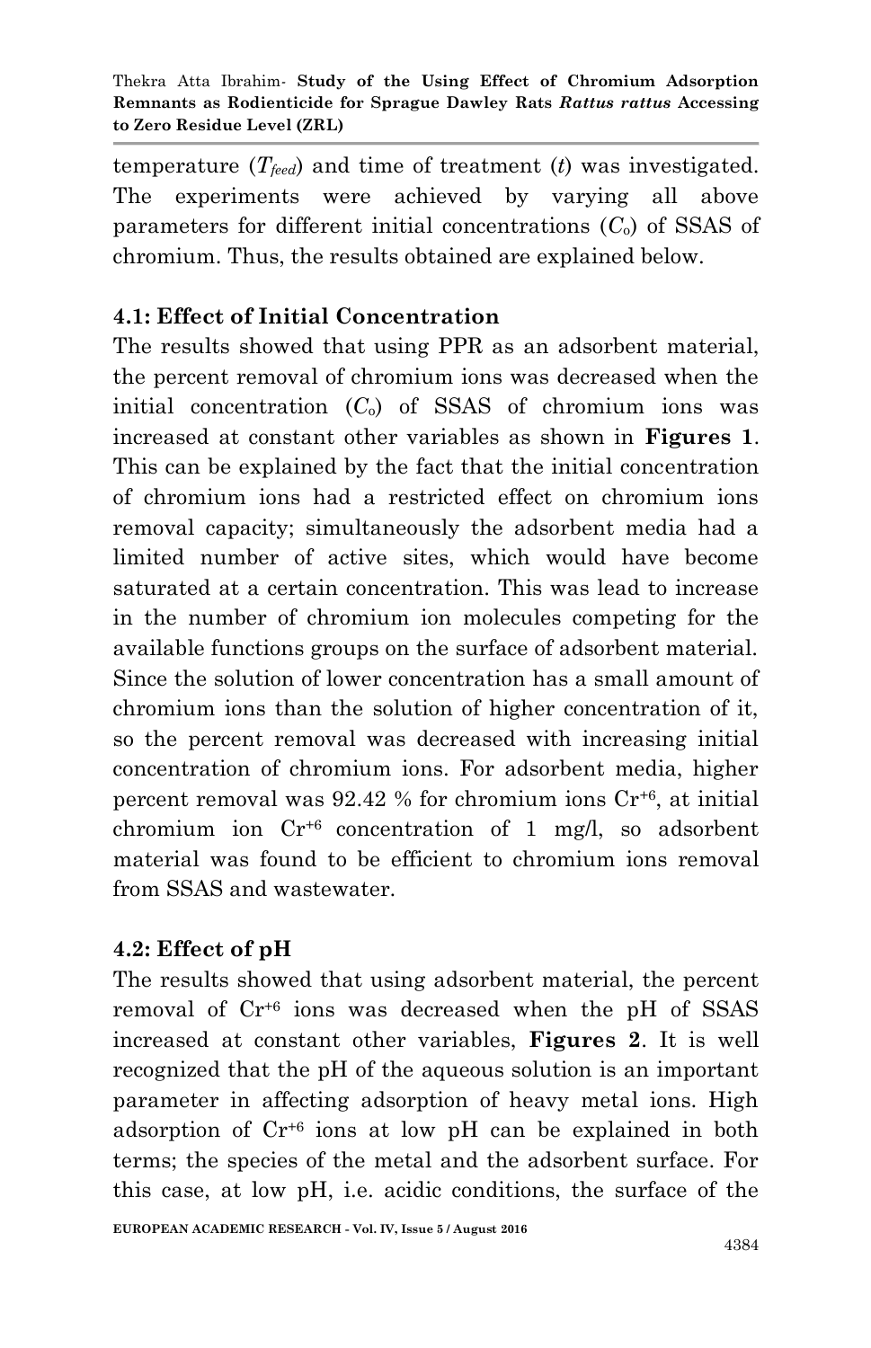temperature ($T_{feed}$) and time of treatment ($t$) was investigated. The experiments were achieved by varying all above parameters for different initial concentrations ($C_o$) of SSAS of chromium. Thus, the results obtained are explained below.

### 4.1: Effect of Initial Concentration

The results showed that using PPR as an adsorbent material, the percent removal of chromium ions was decreased when the initial concentration ($C_o$) of SSAS of chromium ions was increased at constant other variables as shown in **Figures 1**. This can be explained by the fact that the initial concentration of chromium ions had a restricted effect on chromium ions removal capacity; simultaneously the adsorbent media had a limited number of active sites, which would have become saturated at a certain concentration. This was lead to increase in the number of chromium ion molecules competing for the available functions groups on the surface of adsorbent material. Since the solution of lower concentration has a small amount of chromium ions than the solution of higher concentration of it, so the percent removal was decreased with increasing initial concentration of chromium ions. For adsorbent media, higher percent removal was 92.42 % for chromium ions $Cr^{+6}$, at initial chromium ion $Cr^{+6}$ concentration of 1 mg/l, so adsorbent material was found to be efficient to chromium ions removal from SSAS and wastewater.

### 4.2: Effect of pH

The results showed that using adsorbent material, the percent removal of $Cr^{+6}$ ions was decreased when the pH of SSAS increased at constant other variables, **Figures 2**. It is well recognized that the pH of the aqueous solution is an important parameter in affecting adsorption of heavy metal ions. High adsorption of $Cr^{+6}$ ions at low pH can be explained in both terms; the species of the metal and the adsorbent surface. For this case, at low pH, i.e. acidic conditions, the surface of the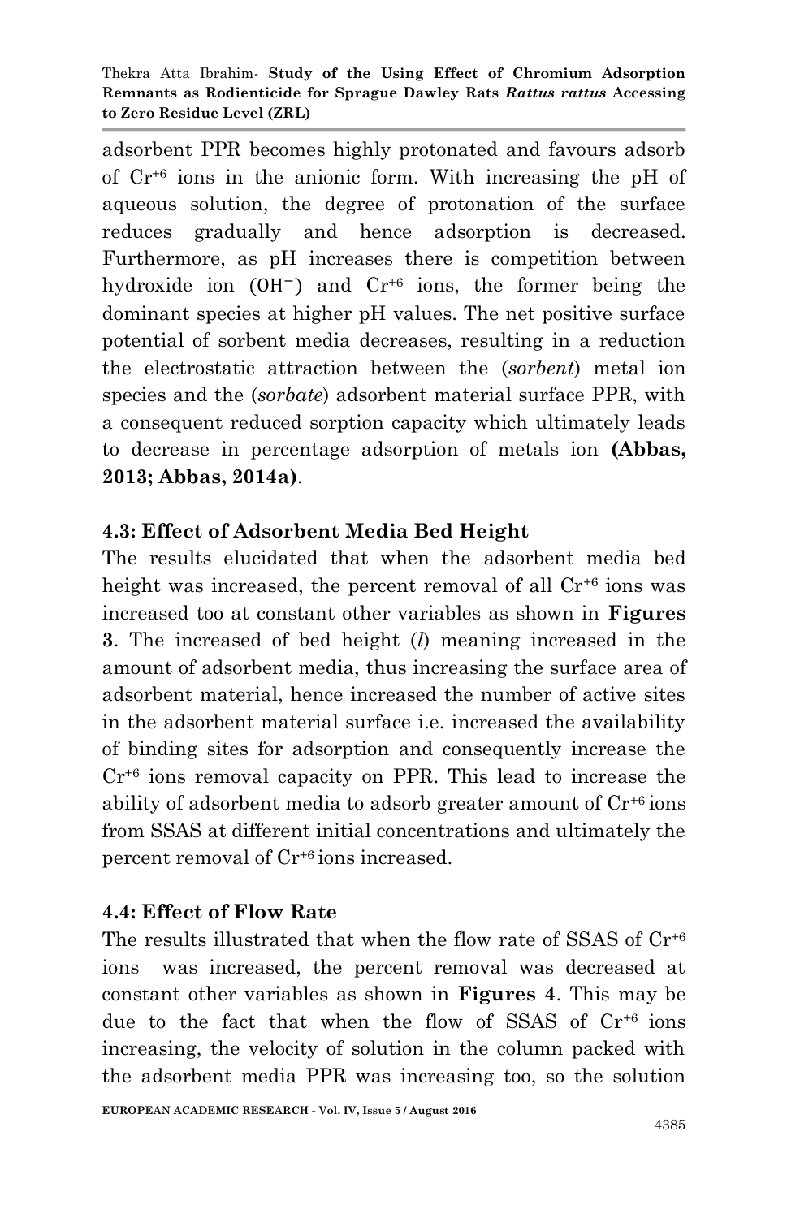adsorbent PPR becomes highly protonated and favours adsorb of $Cr^{+6}$ ions in the anionic form. With increasing the pH of aqueous solution, the degree of protonation of the surface reduces gradually and hence adsorption is decreased. Furthermore, as pH increases there is competition between hydroxide ion ($OH^-$) and $Cr^{+6}$ ions, the former being the dominant species at higher pH values. The net positive surface potential of sorbent media decreases, resulting in a reduction the electrostatic attraction between the (*sorbent*) metal ion species and the (*sorbate*) adsorbent material surface PPR, with a consequent reduced sorption capacity which ultimately leads to decrease in percentage adsorption of metals ion **(Abbas, 2013; Abbas, 2014a)**.

### 4.3: Effect of Adsorbent Media Bed Height

The results elucidated that when the adsorbent media bed height was increased, the percent removal of all $Cr^{+6}$ ions was increased too at constant other variables as shown in **Figures 3**. The increased of bed height ($l$) meaning increased in the amount of adsorbent media, thus increasing the surface area of adsorbent material, hence increased the number of active sites in the adsorbent material surface i.e. increased the availability of binding sites for adsorption and consequently increase the $Cr^{+6}$ ions removal capacity on PPR. This lead to increase the ability of adsorbent media to adsorb greater amount of $Cr^{+6}$ ions from SSAS at different initial concentrations and ultimately the percent removal of $Cr^{+6}$ ions increased.

### 4.4: Effect of Flow Rate

The results illustrated that when the flow rate of SSAS of $Cr^{+6}$ ions was increased, the percent removal was decreased at constant other variables as shown in **Figures 4**. This may be due to the fact that when the flow of SSAS of $Cr^{+6}$ ions increasing, the velocity of solution in the column packed with the adsorbent media PPR was increasing too, so the solution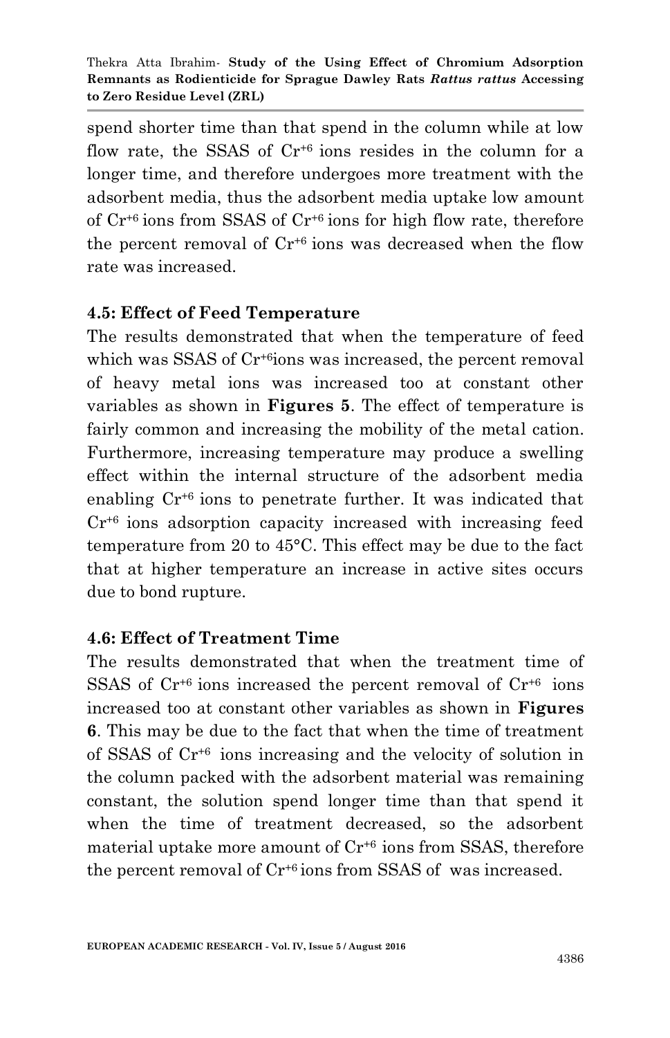spend shorter time than that spend in the column while at low flow rate, the SSAS of $Cr^{+6}$ ions resides in the column for a longer time, and therefore undergoes more treatment with the adsorbent media, thus the adsorbent media uptake low amount of $Cr^{+6}$ ions from SSAS of $Cr^{+6}$ ions for high flow rate, therefore the percent removal of $Cr^{+6}$ ions was decreased when the flow rate was increased.

### 4.5: Effect of Feed Temperature

The results demonstrated that when the temperature of feed which was SSAS of $Cr^{+6}$ions was increased, the percent removal of heavy metal ions was increased too at constant other variables as shown in **Figures 5**. The effect of temperature is fairly common and increasing the mobility of the metal cation. Furthermore, increasing temperature may produce a swelling effect within the internal structure of the adsorbent media enabling $Cr^{+6}$ ions to penetrate further. It was indicated that $Cr^{+6}$ ions adsorption capacity increased with increasing feed temperature from 20 to 45°C. This effect may be due to the fact that at higher temperature an increase in active sites occurs due to bond rupture.

### 4.6: Effect of Treatment Time

The results demonstrated that when the treatment time of SSAS of $Cr^{+6}$ ions increased the percent removal of $Cr^{+6}$ ions increased too at constant other variables as shown in **Figures 6**. This may be due to the fact that when the time of treatment of SSAS of $Cr^{+6}$ ions increasing and the velocity of solution in the column packed with the adsorbent material was remaining constant, the solution spend longer time than that spend it when the time of treatment decreased, so the adsorbent material uptake more amount of $Cr^{+6}$ ions from SSAS, therefore the percent removal of $Cr^{+6}$ ions from SSAS of was increased.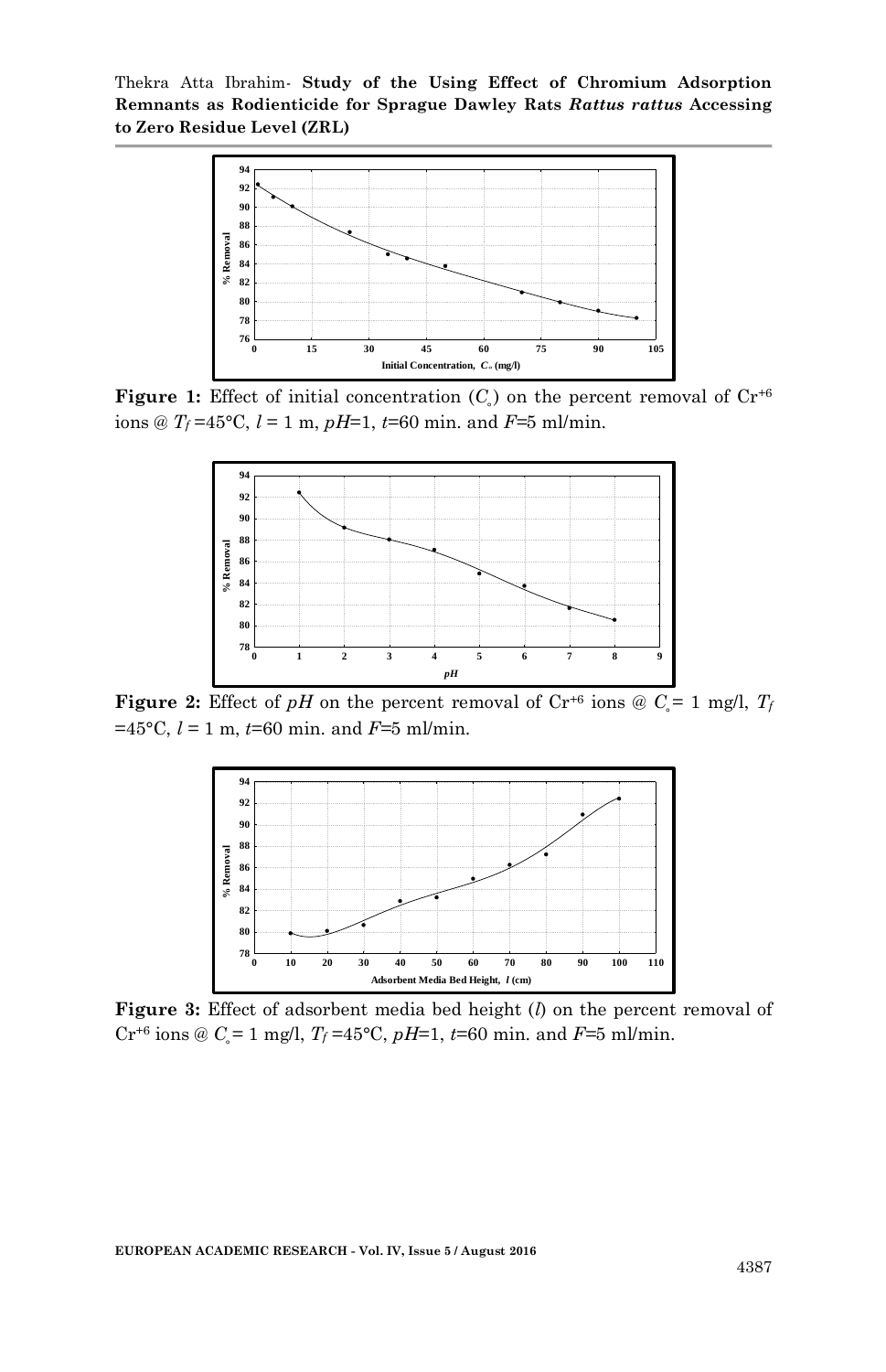**Figure 1:** Effect of initial concentration ($C_{\circ}$) on the percent removal of $Cr^{+6}$ ions @ $T_f$ =45°C, $l$ = 1 m, $pH$=1, $t$=60 min. and $F$=5 ml/min.

**Figure 2:** Effect of $pH$ on the percent removal of $Cr^{+6}$ ions @ $C_{\circ}$= 1 mg/l, $T_f$ =45°C, $l$ = 1 m, $t$=60 min. and $F$=5 ml/min.

**Figure 3:** Effect of adsorbent media bed height ($l$) on the percent removal of $Cr^{+6}$ ions @ $C_{\circ}$= 1 mg/l, $T_f$ =45°C, $pH$=1, $t$=60 min. and $F$=5 ml/min.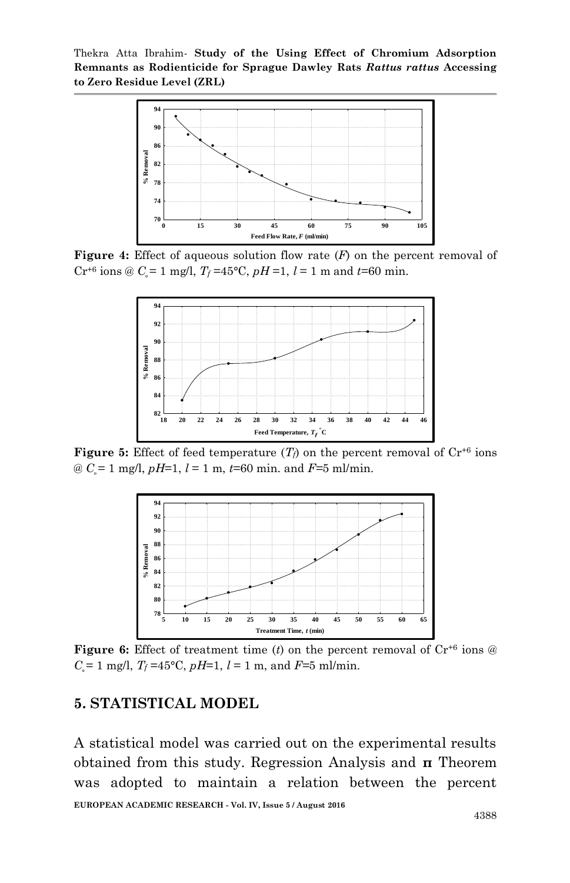**Figure 4:** Effect of aqueous solution flow rate (*F*) on the percent removal of $Cr^{+6}$ ions @ $C_{\circ}$ = 1 mg/l, $T_f$ =45°C, *pH* =1, *l* = 1 m and *t*=60 min.

**Figure 5:** Effect of feed temperature ($T_f$) on the percent removal of $Cr^{+6}$ ions @ $C_{\circ}$ = 1 mg/l, *pH*=1, *l* = 1 m, *t*=60 min. and *F*=5 ml/min.

**Figure 6:** Effect of treatment time (*t*) on the percent removal of $Cr^{+6}$ ions @ $C_{\circ}$ = 1 mg/l, $T_f$ =45°C, *pH*=1, *l* = 1 m, and *F*=5 ml/min.

## 5. STATISTICAL MODEL

A statistical model was carried out on the experimental results obtained from this study. Regression Analysis and **π** Theorem was adopted to maintain a relation between the percent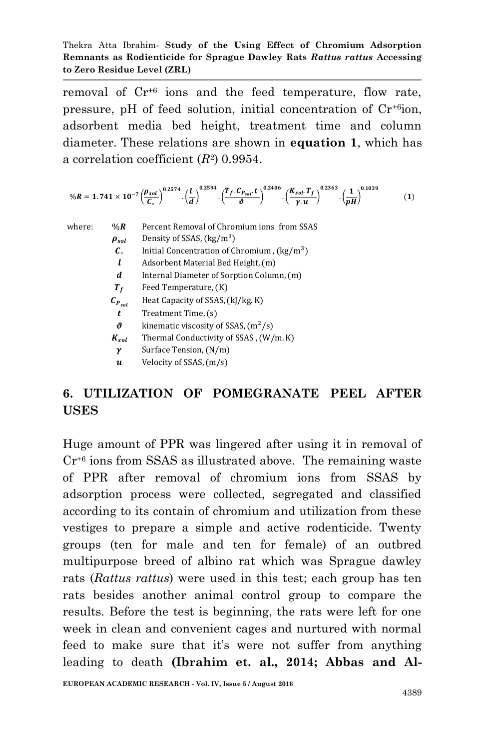removal of $Cr^{+6}$ ions and the feed temperature, flow rate, pressure, pH of feed solution, initial concentration of $Cr^{+6}$ion, adsorbent media bed height, treatment time and column diameter. These relations are shown in **equation 1**, which has a correlation coefficient ($R^2$) 0.9954.

$$\%\boldsymbol{R} = \mathbf{1.741 \times 10^{-7}} \left(\frac{\rho_{sol}}{C_{\circ}}\right)^{0.2574} \cdot \left(\frac{l}{d}\right)^{0.2594} \cdot \left(\frac{T_f \cdot C_{P_{sol}} \cdot t}{\vartheta}\right)^{0.2406} \cdot \left(\frac{K_{sol} \cdot T_f}{\gamma \cdot u}\right)^{0.2363} \cdot \left(\frac{1}{pH}\right)^{0.1039} \qquad (\mathbf{1})$$

where:

| | |
|---|---|
| $\%R$ | Percent Removal of Chromium ions from SSAS |
| $\rho_{sol}$ | Density of SSAS, $(kg/m^3)$ |
| $C_{\circ}$ | Initial Concentration of Chromium , $(kg/m^3)$ |
| $l$ | Adsorbent Material Bed Height, (m) |
| $d$ | Internal Diameter of Sorption Column, (m) |
| $T_f$ | Feed Temperature, (K) |
| $C_{P_{sol}}$ | Heat Capacity of SSAS, (kJ/kg. K) |
| $t$ | Treatment Time, (s) |
| $\vartheta$ | kinematic viscosity of SSAS, $(m^2/s)$ |
| $K_{sol}$ | Thermal Conductivity of SSAS , (W/m. K) |
| $\gamma$ | Surface Tension, (N/m) |
| $u$ | Velocity of SSAS, (m/s) |

## 6. UTILIZATION OF POMEGRANATE PEEL AFTER USES

Huge amount of PPR was lingered after using it in removal of $Cr^{+6}$ ions from SSAS as illustrated above. The remaining waste of PPR after removal of chromium ions from SSAS by adsorption process were collected, segregated and classified according to its contain of chromium and utilization from these vestiges to prepare a simple and active rodenticide. Twenty groups (ten for male and ten for female) of an outbred multipurpose breed of albino rat which was Sprague dawley rats (*Rattus rattus*) were used in this test; each group has ten rats besides another animal control group to compare the results. Before the test is beginning, the rats were left for one week in clean and convenient cages and nurtured with normal feed to make sure that it's were not suffer from anything leading to death **(Ibrahim et. al., 2014; Abbas and Al-**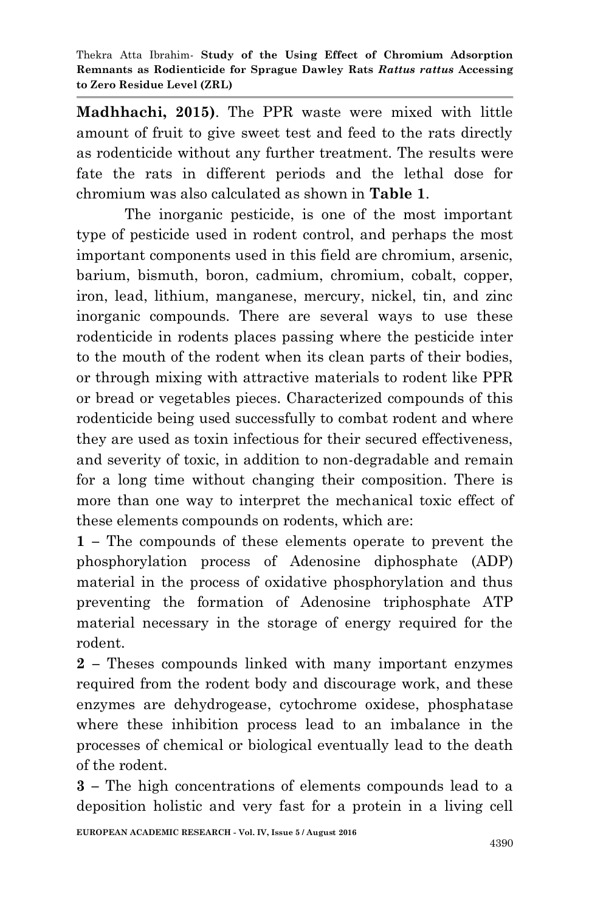**Madhhachi, 2015)**. The PPR waste were mixed with little amount of fruit to give sweet test and feed to the rats directly as rodenticide without any further treatment. The results were fate the rats in different periods and the lethal dose for chromium was also calculated as shown in **Table 1**.

The inorganic pesticide, is one of the most important type of pesticide used in rodent control, and perhaps the most important components used in this field are chromium, arsenic, barium, bismuth, boron, cadmium, chromium, cobalt, copper, iron, lead, lithium, manganese, mercury, nickel, tin, and zinc inorganic compounds. There are several ways to use these rodenticide in rodents places passing where the pesticide inter to the mouth of the rodent when its clean parts of their bodies, or through mixing with attractive materials to rodent like PPR or bread or vegetables pieces. Characterized compounds of this rodenticide being used successfully to combat rodent and where they are used as toxin infectious for their secured effectiveness, and severity of toxic, in addition to non-degradable and remain for a long time without changing their composition. There is more than one way to interpret the mechanical toxic effect of these elements compounds on rodents, which are:

**1 –** The compounds of these elements operate to prevent the phosphorylation process of Adenosine diphosphate (ADP) material in the process of oxidative phosphorylation and thus preventing the formation of Adenosine triphosphate ATP material necessary in the storage of energy required for the rodent.

**2 –** Theses compounds linked with many important enzymes required from the rodent body and discourage work, and these enzymes are dehydrogease, cytochrome oxidese, phosphatase where these inhibition process lead to an imbalance in the processes of chemical or biological eventually lead to the death of the rodent.

**3 –** The high concentrations of elements compounds lead to a deposition holistic and very fast for a protein in a living cell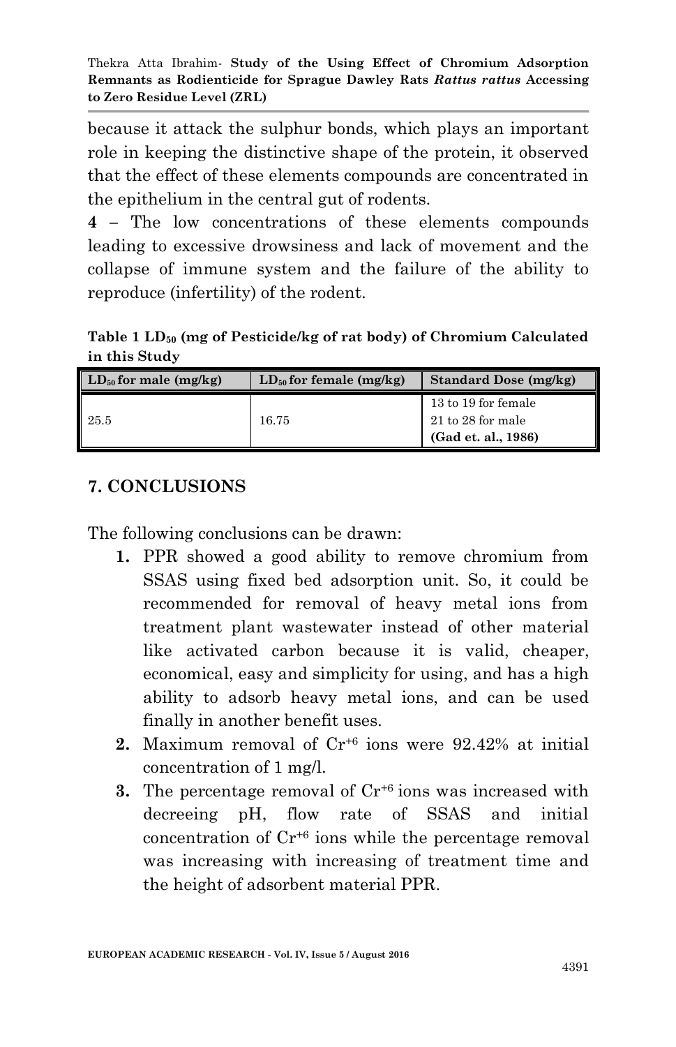because it attack the sulphur bonds, which plays an important role in keeping the distinctive shape of the protein, it observed that the effect of these elements compounds are concentrated in the epithelium in the central gut of rodents.

**4** – The low concentrations of these elements compounds leading to excessive drowsiness and lack of movement and the collapse of immune system and the failure of the ability to reproduce (infertility) of the rodent.

**Table 1 $LD_{50}$ (mg of Pesticide/kg of rat body) of Chromium Calculated in this Study**

| $LD_{50}$ for male (mg/kg) | $LD_{50}$ for female (mg/kg) | Standard Dose (mg/kg) |
|---|---|---|
| 25.5 | 16.75 | 13 to 19 for female<br>21 to 28 for male<br>**(Gad et. al., 1986)** |

## 7. CONCLUSIONS

The following conclusions can be drawn:

1. PPR showed a good ability to remove chromium from SSAS using fixed bed adsorption unit. So, it could be recommended for removal of heavy metal ions from treatment plant wastewater instead of other material like activated carbon because it is valid, cheaper, economical, easy and simplicity for using, and has a high ability to adsorb heavy metal ions, and can be used finally in another benefit uses.
2. Maximum removal of $Cr^{+6}$ ions were 92.42% at initial concentration of 1 mg/l.
3. The percentage removal of $Cr^{+6}$ ions was increased with decreeing pH, flow rate of SSAS and initial concentration of $Cr^{+6}$ ions while the percentage removal was increasing with increasing of treatment time and the height of adsorbent material PPR.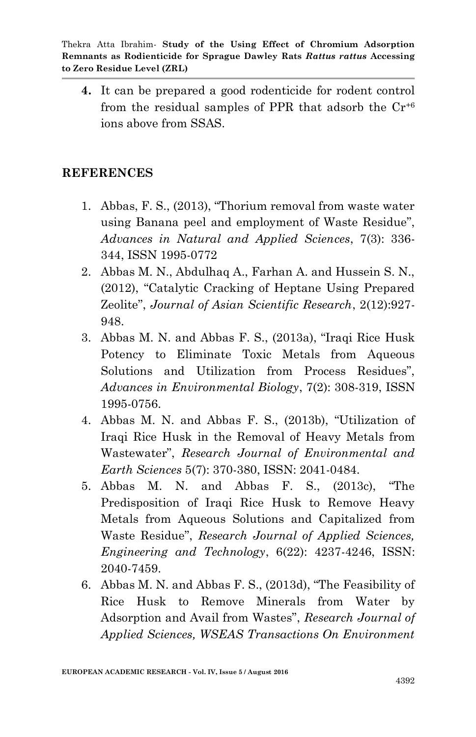4. It can be prepared a good rodenticide for rodent control from the residual samples of PPR that adsorb the $Cr^{+6}$ ions above from SSAS.

## REFERENCES

1. Abbas, F. S., (2013), "Thorium removal from waste water using Banana peel and employment of Waste Residue", *Advances in Natural and Applied Sciences*, 7(3): 336-344, ISSN 1995-0772
2. Abbas M. N., Abdulhaq A., Farhan A. and Hussein S. N., (2012), "Catalytic Cracking of Heptane Using Prepared Zeolite", *Journal of Asian Scientific Research*, 2(12):927-948.
3. Abbas M. N. and Abbas F. S., (2013a), "Iraqi Rice Husk Potency to Eliminate Toxic Metals from Aqueous Solutions and Utilization from Process Residues", *Advances in Environmental Biology*, 7(2): 308-319, ISSN 1995-0756.
4. Abbas M. N. and Abbas F. S., (2013b), "Utilization of Iraqi Rice Husk in the Removal of Heavy Metals from Wastewater", *Research Journal of Environmental and Earth Sciences* 5(7): 370-380, ISSN: 2041-0484.
5. Abbas M. N. and Abbas F. S., (2013c), "The Predisposition of Iraqi Rice Husk to Remove Heavy Metals from Aqueous Solutions and Capitalized from Waste Residue", *Research Journal of Applied Sciences, Engineering and Technology*, 6(22): 4237-4246, ISSN: 2040-7459.
6. Abbas M. N. and Abbas F. S., (2013d), "The Feasibility of Rice Husk to Remove Minerals from Water by Adsorption and Avail from Wastes", *Research Journal of Applied Sciences, WSEAS Transactions On Environment*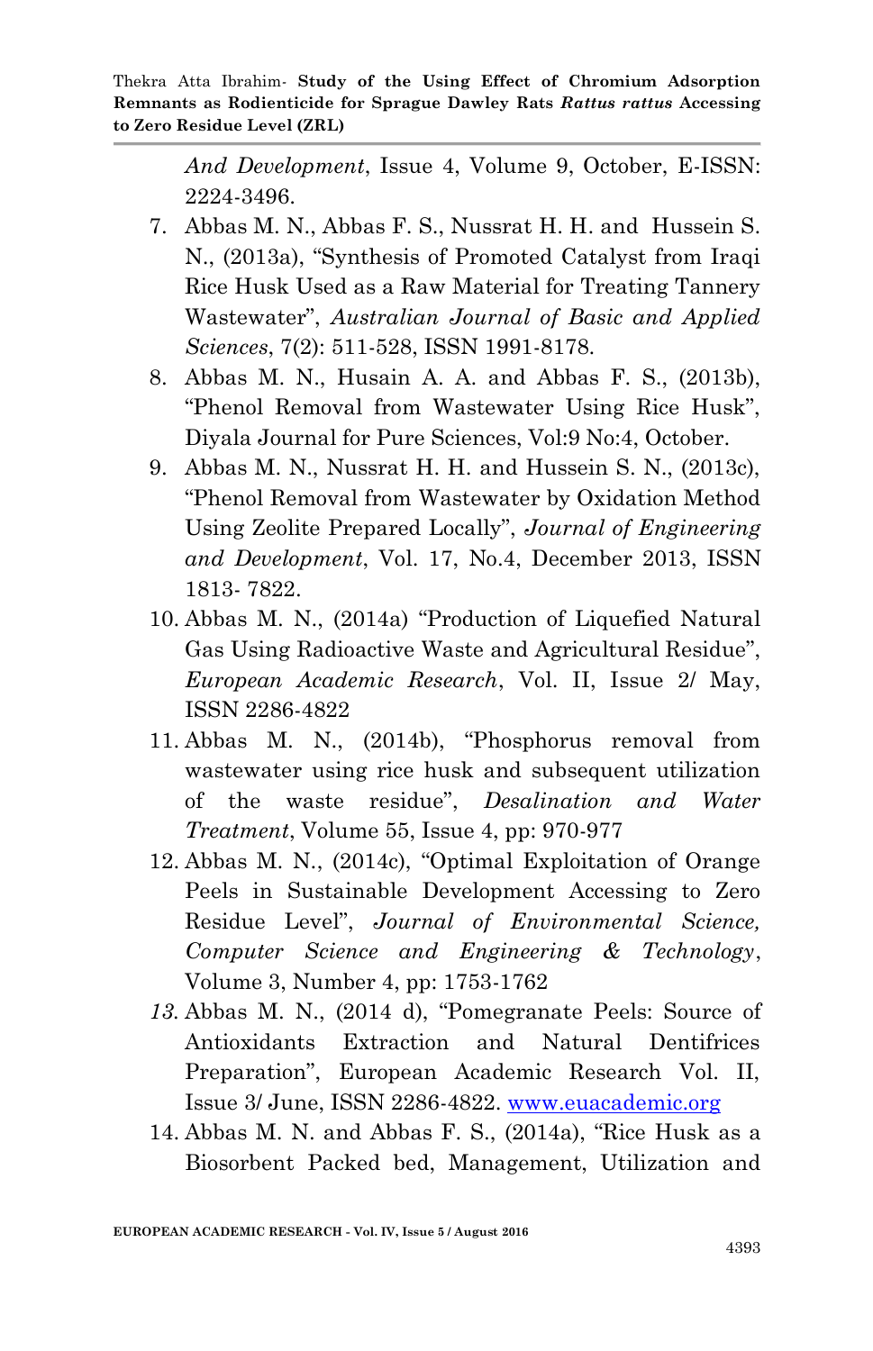*And Development*, Issue 4, Volume 9, October, E-ISSN: 2224-3496.

7. Abbas M. N., Abbas F. S., Nussrat H. H. and Hussein S. N., (2013a), "Synthesis of Promoted Catalyst from Iraqi Rice Husk Used as a Raw Material for Treating Tannery Wastewater", *Australian Journal of Basic and Applied Sciences*, 7(2): 511-528, ISSN 1991-8178.
8. Abbas M. N., Husain A. A. and Abbas F. S., (2013b), "Phenol Removal from Wastewater Using Rice Husk", Diyala Journal for Pure Sciences, Vol:9 No:4, October.
9. Abbas M. N., Nussrat H. H. and Hussein S. N., (2013c), "Phenol Removal from Wastewater by Oxidation Method Using Zeolite Prepared Locally", *Journal of Engineering and Development*, Vol. 17, No.4, December 2013, ISSN 1813- 7822.
10. Abbas M. N., (2014a) "Production of Liquefied Natural Gas Using Radioactive Waste and Agricultural Residue", *European Academic Research*, Vol. II, Issue 2/ May, ISSN 2286-4822
11. Abbas M. N., (2014b), "Phosphorus removal from wastewater using rice husk and subsequent utilization of the waste residue", *Desalination and Water Treatment*, Volume 55, Issue 4, pp: 970-977
12. Abbas M. N., (2014c), "Optimal Exploitation of Orange Peels in Sustainable Development Accessing to Zero Residue Level", *Journal of Environmental Science, Computer Science and Engineering & Technology*, Volume 3, Number 4, pp: 1753-1762
13. Abbas M. N., (2014 d), "Pomegranate Peels: Source of Antioxidants Extraction and Natural Dentifrices Preparation", European Academic Research Vol. II, Issue 3/ June, ISSN 2286-4822. www.euacademic.org
14. Abbas M. N. and Abbas F. S., (2014a), "Rice Husk as a Biosorbent Packed bed, Management, Utilization and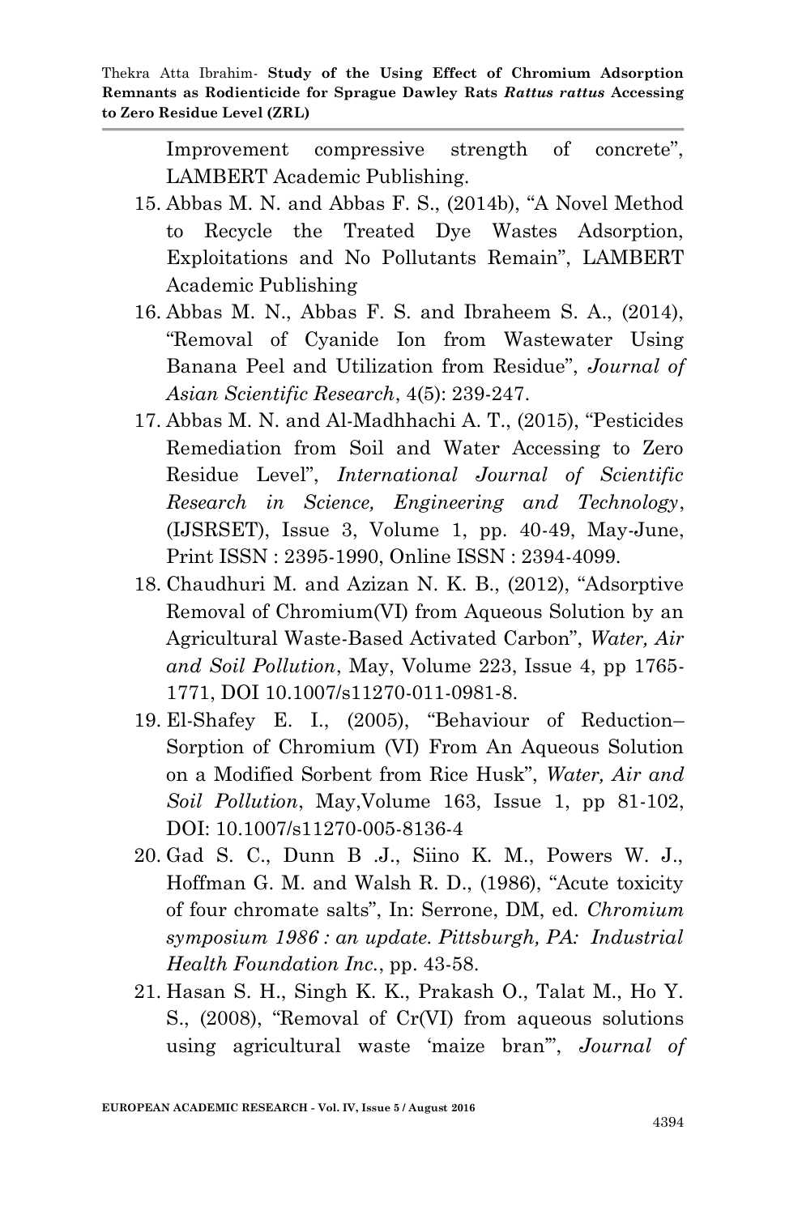Improvement compressive strength of concrete", LAMBERT Academic Publishing.

15. Abbas M. N. and Abbas F. S., (2014b), "A Novel Method to Recycle the Treated Dye Wastes Adsorption, Exploitations and No Pollutants Remain", LAMBERT Academic Publishing
16. Abbas M. N., Abbas F. S. and Ibraheem S. A., (2014), "Removal of Cyanide Ion from Wastewater Using Banana Peel and Utilization from Residue", *Journal of Asian Scientific Research*, 4(5): 239-247.
17. Abbas M. N. and Al-Madhhachi A. T., (2015), "Pesticides Remediation from Soil and Water Accessing to Zero Residue Level", *International Journal of Scientific Research in Science, Engineering and Technology*, (IJSRSET), Issue 3, Volume 1, pp. 40-49, May-June, Print ISSN : 2395-1990, Online ISSN : 2394-4099.
18. Chaudhuri M. and Azizan N. K. B., (2012), "Adsorptive Removal of Chromium(VI) from Aqueous Solution by an Agricultural Waste-Based Activated Carbon", *Water, Air and Soil Pollution*, May, Volume 223, Issue 4, pp 1765-1771, DOI 10.1007/s11270-011-0981-8.
19. El-Shafey E. I., (2005), "Behaviour of Reduction–Sorption of Chromium (VI) From An Aqueous Solution on a Modified Sorbent from Rice Husk", *Water, Air and Soil Pollution*, May,Volume 163, Issue 1, pp 81-102, DOI: 10.1007/s11270-005-8136-4
20. Gad S. C., Dunn B .J., Siino K. M., Powers W. J., Hoffman G. M. and Walsh R. D., (1986), "Acute toxicity of four chromate salts", In: Serrone, DM, ed. *Chromium symposium 1986 : an update. Pittsburgh, PA: Industrial Health Foundation Inc.*, pp. 43-58.
21. Hasan S. H., Singh K. K., Prakash O., Talat M., Ho Y. S., (2008), "Removal of Cr(VI) from aqueous solutions using agricultural waste 'maize bran'", *Journal of*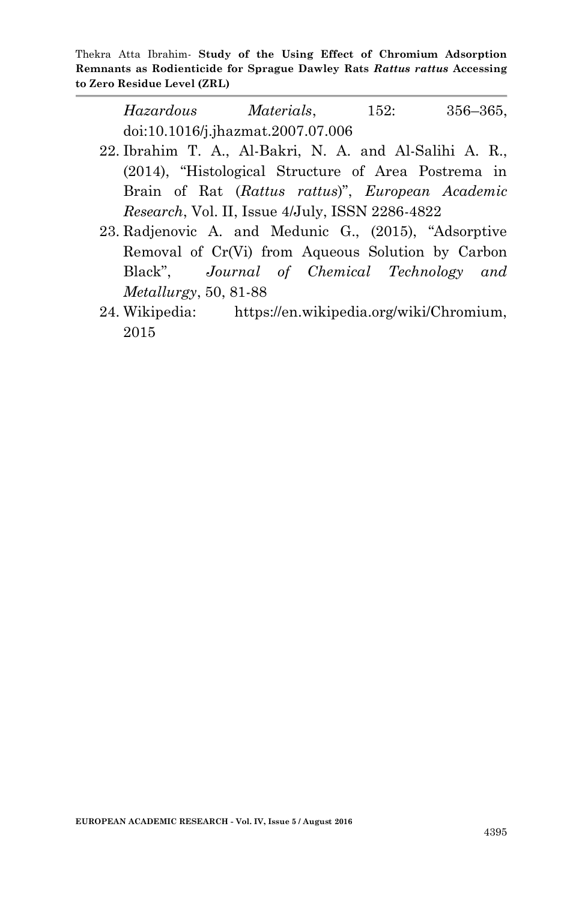*Hazardous Materials*, 152: 356–365, doi:10.1016/j.jhazmat.2007.07.006

22. Ibrahim T. A., Al-Bakri, N. A. and Al-Salihi A. R., (2014), "Histological Structure of Area Postrema in Brain of Rat (*Rattus rattus*)", *European Academic Research*, Vol. II, Issue 4/July, ISSN 2286-4822
23. Radjenovic A. and Medunic G., (2015), "Adsorptive Removal of Cr(Vi) from Aqueous Solution by Carbon Black", *Journal of Chemical Technology and Metallurgy*, 50, 81-88
24. Wikipedia: https://en.wikipedia.org/wiki/Chromium, 2015